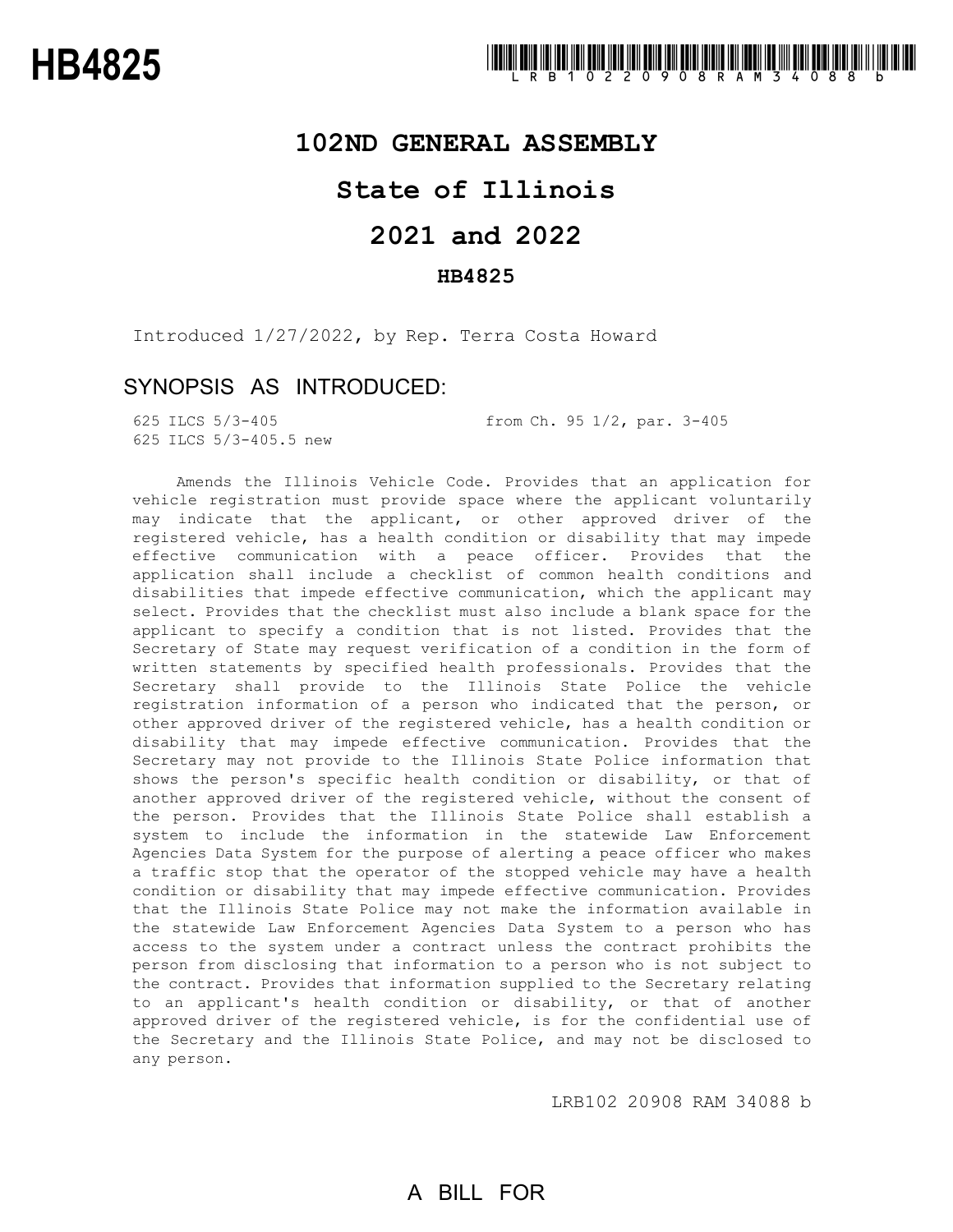# HB4825

LRB102 20908 RAM 34088 b

# 102ND GENERAL ASSEMBLY

# State of Illinois

# 2021 and 2022

## HB4825

Introduced 1/27/2022, by Rep. Terra Costa Howard

## SYNOPSIS AS INTRODUCED:

| | |
|---|---|
| 625 ILCS 5/3-405 | from Ch. 95 1/2, par. 3-405 |
| 625 ILCS 5/3-405.5 new | |

Amends the Illinois Vehicle Code. Provides that an application for vehicle registration must provide space where the applicant voluntarily may indicate that the applicant, or other approved driver of the registered vehicle, has a health condition or disability that may impede effective communication with a peace officer. Provides that the application shall include a checklist of common health conditions and disabilities that impede effective communication, which the applicant may select. Provides that the checklist must also include a blank space for the applicant to specify a condition that is not listed. Provides that the Secretary of State may request verification of a condition in the form of written statements by specified health professionals. Provides that the Secretary shall provide to the Illinois State Police the vehicle registration information of a person who indicated that the person, or other approved driver of the registered vehicle, has a health condition or disability that may impede effective communication. Provides that the Secretary may not provide to the Illinois State Police information that shows the person's specific health condition or disability, or that of another approved driver of the registered vehicle, without the consent of the person. Provides that the Illinois State Police shall establish a system to include the information in the statewide Law Enforcement Agencies Data System for the purpose of alerting a peace officer who makes a traffic stop that the operator of the stopped vehicle may have a health condition or disability that may impede effective communication. Provides that the Illinois State Police may not make the information available in the statewide Law Enforcement Agencies Data System to a person who has access to the system under a contract unless the contract prohibits the person from disclosing that information to a person who is not subject to the contract. Provides that information supplied to the Secretary relating to an applicant's health condition or disability, or that of another approved driver of the registered vehicle, is for the confidential use of the Secretary and the Illinois State Police, and may not be disclosed to any person.

LRB102 20908 RAM 34088 b

A BILL FOR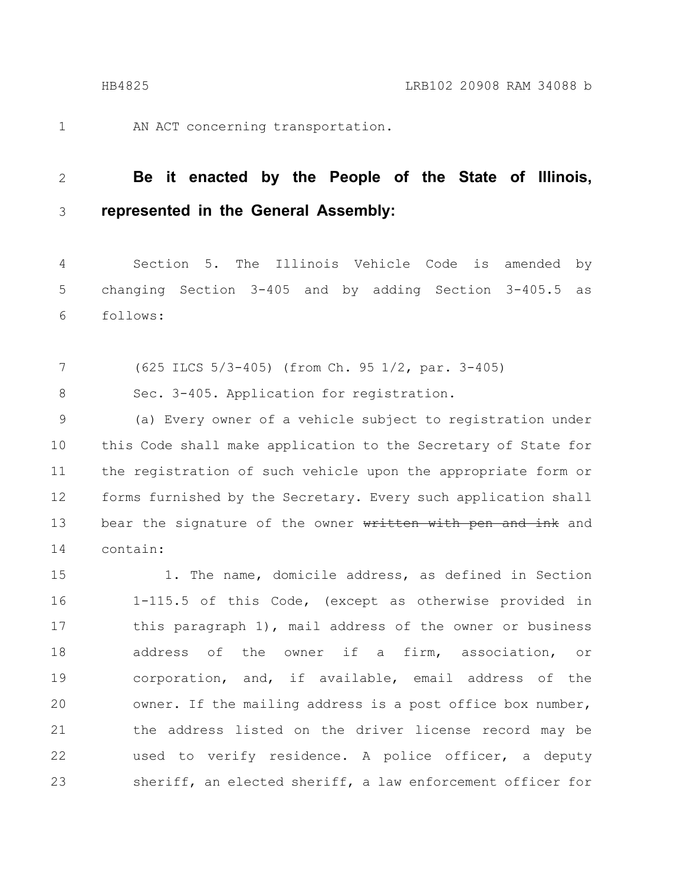AN ACT concerning transportation.

**Be it enacted by the People of the State of Illinois, represented in the General Assembly:**

Section 5. The Illinois Vehicle Code is amended by changing Section 3-405 and by adding Section 3-405.5 as follows:

(625 ILCS 5/3-405) (from Ch. 95 1/2, par. 3-405)

Sec. 3-405. Application for registration.

(a) Every owner of a vehicle subject to registration under this Code shall make application to the Secretary of State for the registration of such vehicle upon the appropriate form or forms furnished by the Secretary. Every such application shall bear the signature of the owner ~~written with pen and ink~~ and contain:

1. The name, domicile address, as defined in Section 1-115.5 of this Code, (except as otherwise provided in this paragraph 1), mail address of the owner or business address of the owner if a firm, association, or corporation, and, if available, email address of the owner. If the mailing address is a post office box number, the address listed on the driver license record may be used to verify residence. A police officer, a deputy sheriff, an elected sheriff, a law enforcement officer for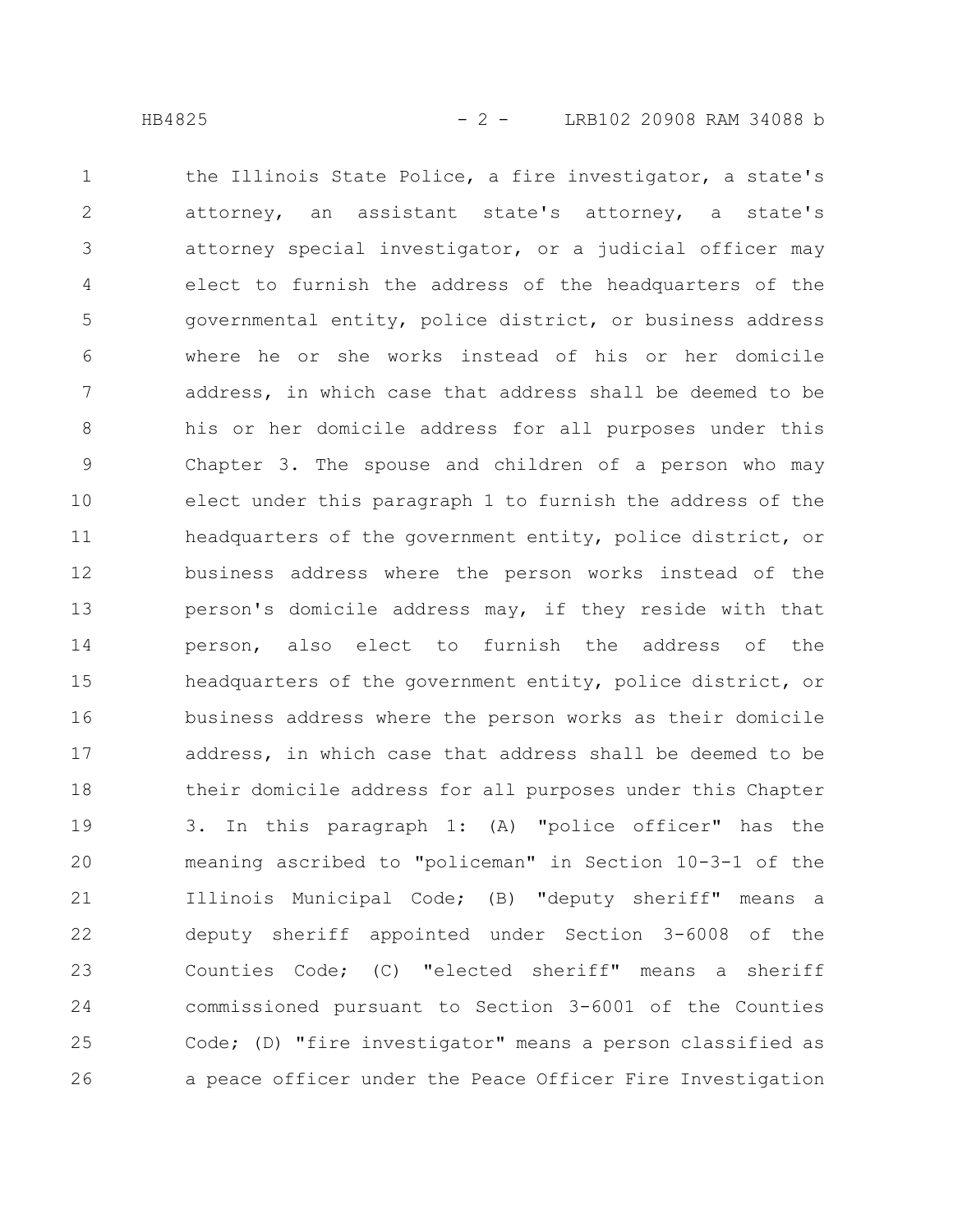the Illinois State Police, a fire investigator, a state's attorney, an assistant state's attorney, a state's attorney special investigator, or a judicial officer may elect to furnish the address of the headquarters of the governmental entity, police district, or business address where he or she works instead of his or her domicile address, in which case that address shall be deemed to be his or her domicile address for all purposes under this Chapter 3. The spouse and children of a person who may elect under this paragraph 1 to furnish the address of the headquarters of the government entity, police district, or business address where the person works instead of the person's domicile address may, if they reside with that person, also elect to furnish the address of the headquarters of the government entity, police district, or business address where the person works as their domicile address, in which case that address shall be deemed to be their domicile address for all purposes under this Chapter 3. In this paragraph 1: (A) "police officer" has the meaning ascribed to "policeman" in Section 10-3-1 of the Illinois Municipal Code; (B) "deputy sheriff" means a deputy sheriff appointed under Section 3-6008 of the Counties Code; (C) "elected sheriff" means a sheriff commissioned pursuant to Section 3-6001 of the Counties Code; (D) "fire investigator" means a person classified as a peace officer under the Peace Officer Fire Investigation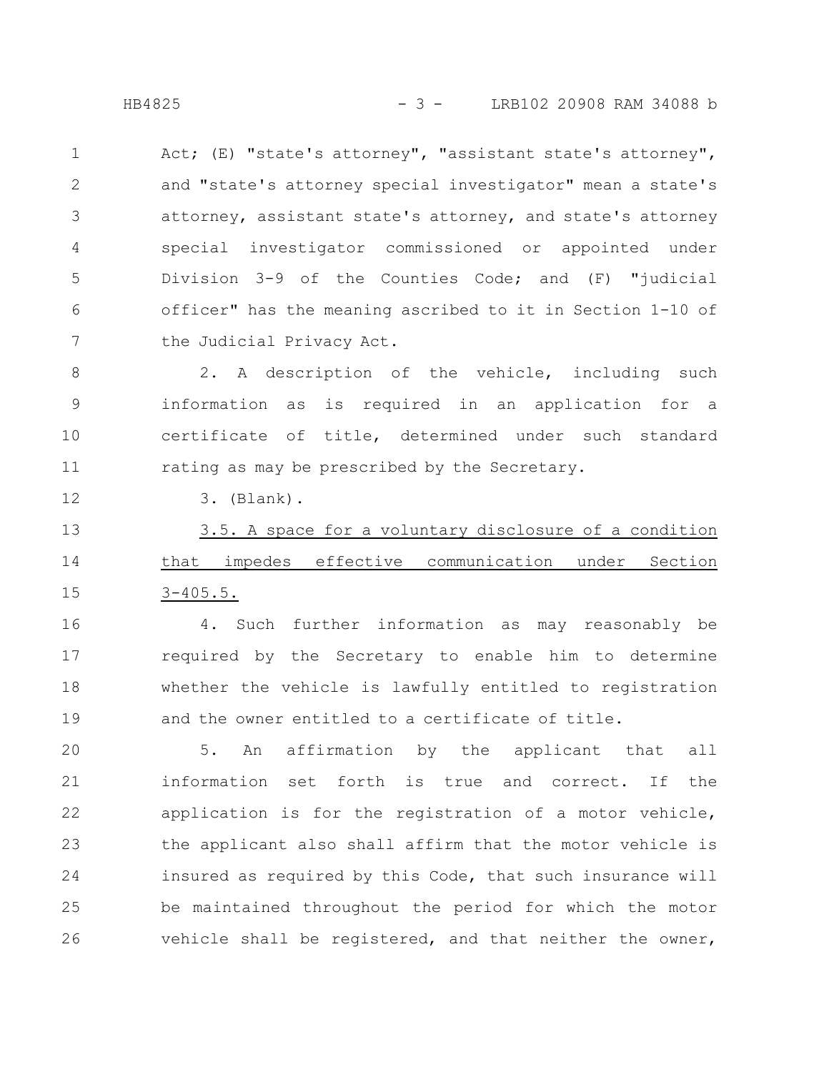Act; (E) "state's attorney", "assistant state's attorney", and "state's attorney special investigator" mean a state's attorney, assistant state's attorney, and state's attorney special investigator commissioned or appointed under Division 3-9 of the Counties Code; and (F) "judicial officer" has the meaning ascribed to it in Section 1-10 of the Judicial Privacy Act.

2. A description of the vehicle, including such information as is required in an application for a certificate of title, determined under such standard rating as may be prescribed by the Secretary.

3. (Blank).

<u>3.5. A space for a voluntary disclosure of a condition that impedes effective communication under Section 3-405.5.</u>

4. Such further information as may reasonably be required by the Secretary to enable him to determine whether the vehicle is lawfully entitled to registration and the owner entitled to a certificate of title.

5. An affirmation by the applicant that all information set forth is true and correct. If the application is for the registration of a motor vehicle, the applicant also shall affirm that the motor vehicle is insured as required by this Code, that such insurance will be maintained throughout the period for which the motor vehicle shall be registered, and that neither the owner,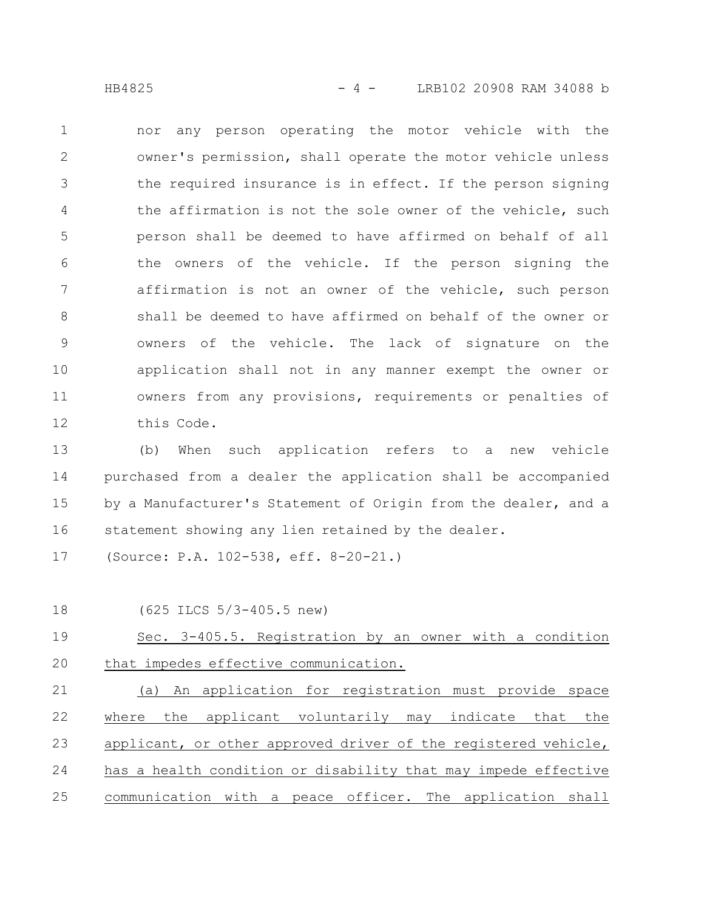nor any person operating the motor vehicle with the owner's permission, shall operate the motor vehicle unless the required insurance is in effect. If the person signing the affirmation is not the sole owner of the vehicle, such person shall be deemed to have affirmed on behalf of all the owners of the vehicle. If the person signing the affirmation is not an owner of the vehicle, such person shall be deemed to have affirmed on behalf of the owner or owners of the vehicle. The lack of signature on the application shall not in any manner exempt the owner or owners from any provisions, requirements or penalties of this Code.

(b) When such application refers to a new vehicle purchased from a dealer the application shall be accompanied by a Manufacturer's Statement of Origin from the dealer, and a statement showing any lien retained by the dealer.

(Source: P.A. 102-538, eff. 8-20-21.)

(625 ILCS 5/3-405.5 new)

Sec. 3-405.5. Registration by an owner with a condition that impedes effective communication.

(a) An application for registration must provide space where the applicant voluntarily may indicate that the applicant, or other approved driver of the registered vehicle, has a health condition or disability that may impede effective communication with a peace officer. The application shall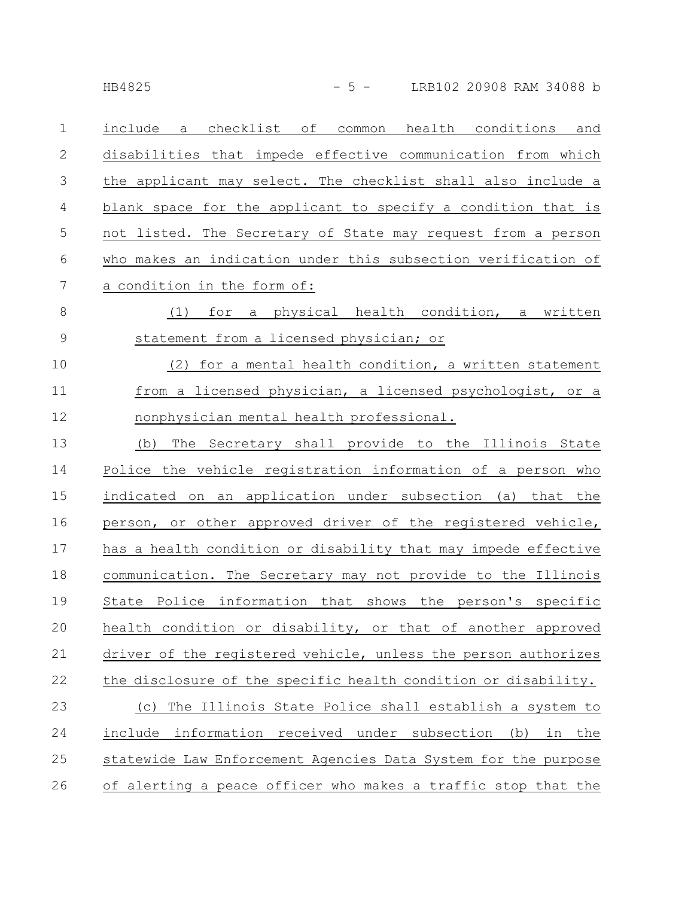include a checklist of common health conditions and disabilities that impede effective communication from which the applicant may select. The checklist shall also include a blank space for the applicant to specify a condition that is not listed. The Secretary of State may request from a person who makes an indication under this subsection verification of a condition in the form of:

(1) for a physical health condition, a written statement from a licensed physician; or

(2) for a mental health condition, a written statement from a licensed physician, a licensed psychologist, or a nonphysician mental health professional.

(b) The Secretary shall provide to the Illinois State Police the vehicle registration information of a person who indicated on an application under subsection (a) that the person, or other approved driver of the registered vehicle, has a health condition or disability that may impede effective communication. The Secretary may not provide to the Illinois State Police information that shows the person's specific health condition or disability, or that of another approved driver of the registered vehicle, unless the person authorizes the disclosure of the specific health condition or disability.

(c) The Illinois State Police shall establish a system to include information received under subsection (b) in the statewide Law Enforcement Agencies Data System for the purpose of alerting a peace officer who makes a traffic stop that the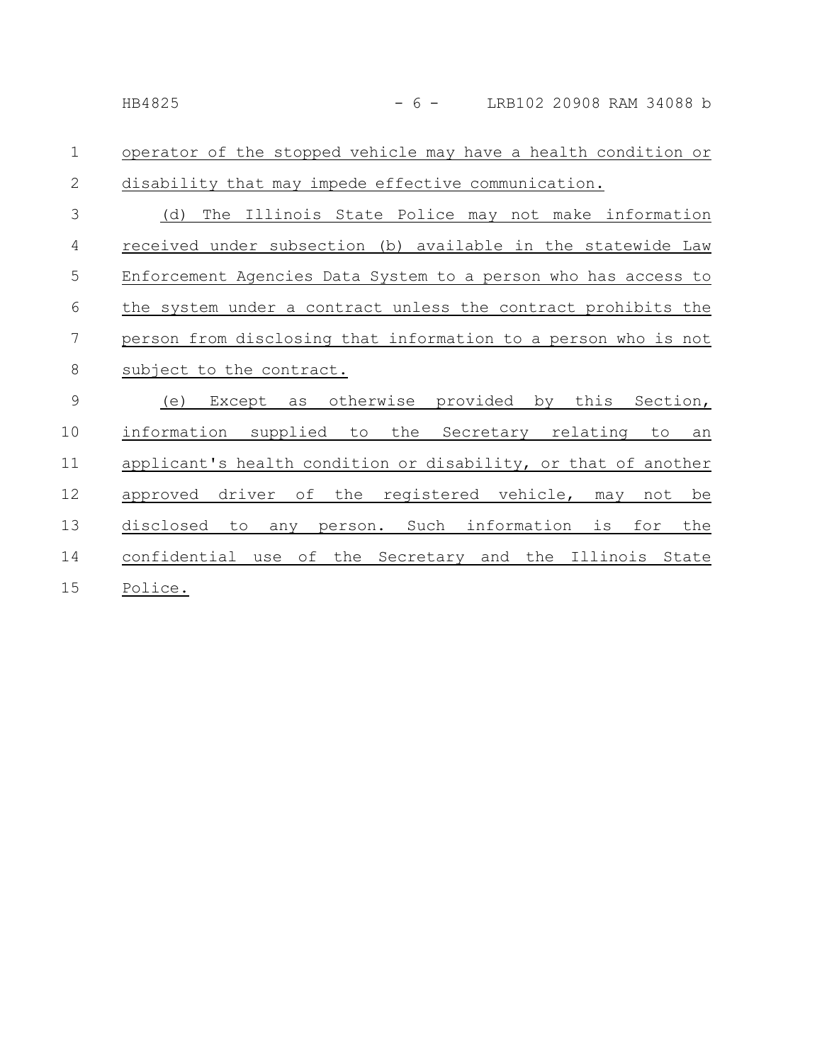operator of the stopped vehicle may have a health condition or disability that may impede effective communication.

(d) The Illinois State Police may not make information received under subsection (b) available in the statewide Law Enforcement Agencies Data System to a person who has access to the system under a contract unless the contract prohibits the person from disclosing that information to a person who is not subject to the contract.

(e) Except as otherwise provided by this Section, information supplied to the Secretary relating to an applicant's health condition or disability, or that of another approved driver of the registered vehicle, may not be disclosed to any person. Such information is for the confidential use of the Secretary and the Illinois State Police.